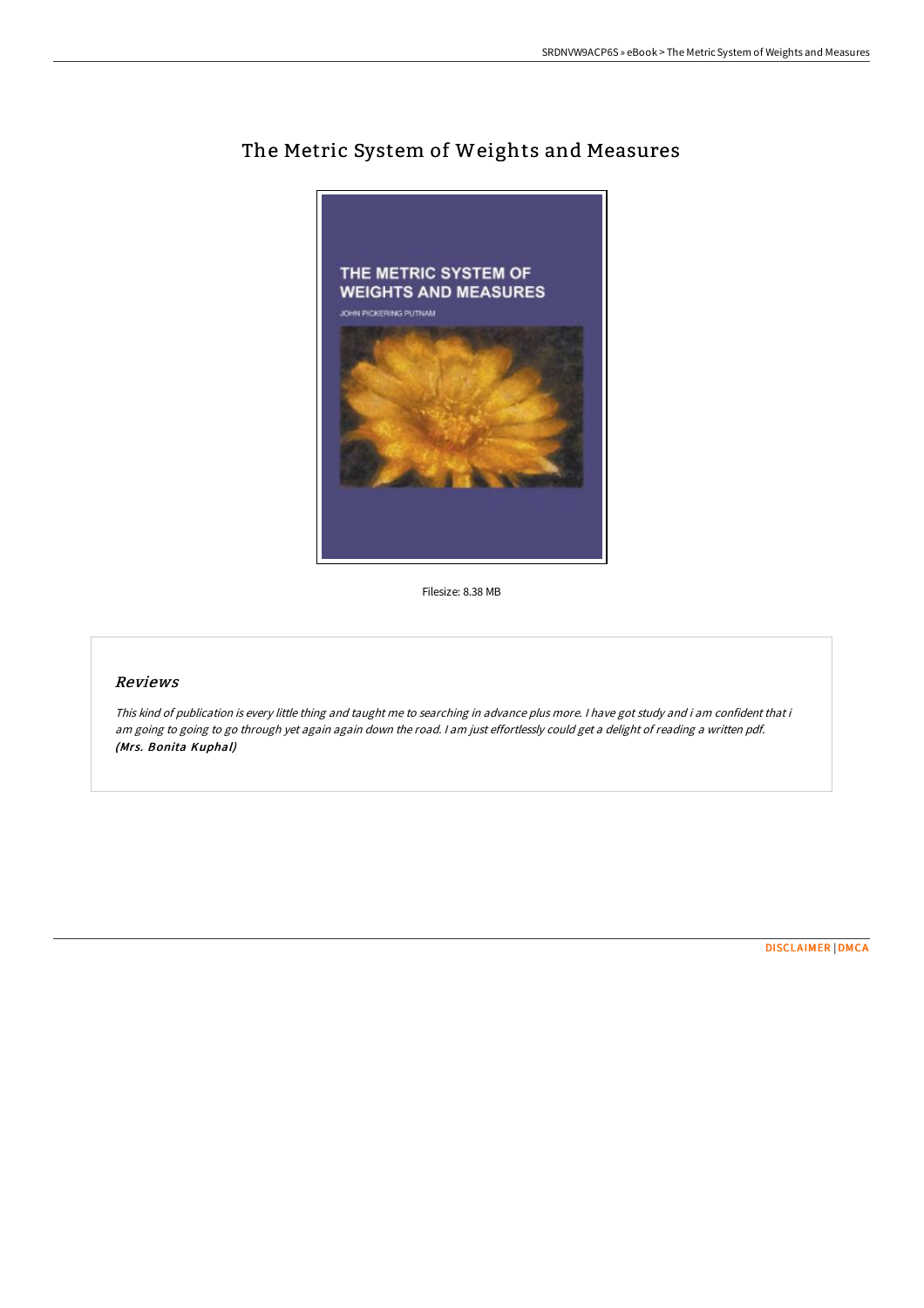# The Metric System of Weights and Measures

Filesize: 8.38 MB

## *Reviews*

*This kind of publication is every little thing and taught me to searching in advance plus more. I have got study and i am confident that i am going to going to go through yet again again down the road. I am just effortlessly could get a delight of reading a written pdf.* ***(Mrs. Bonita Kuphal)***

DISCLAIMER | DMCA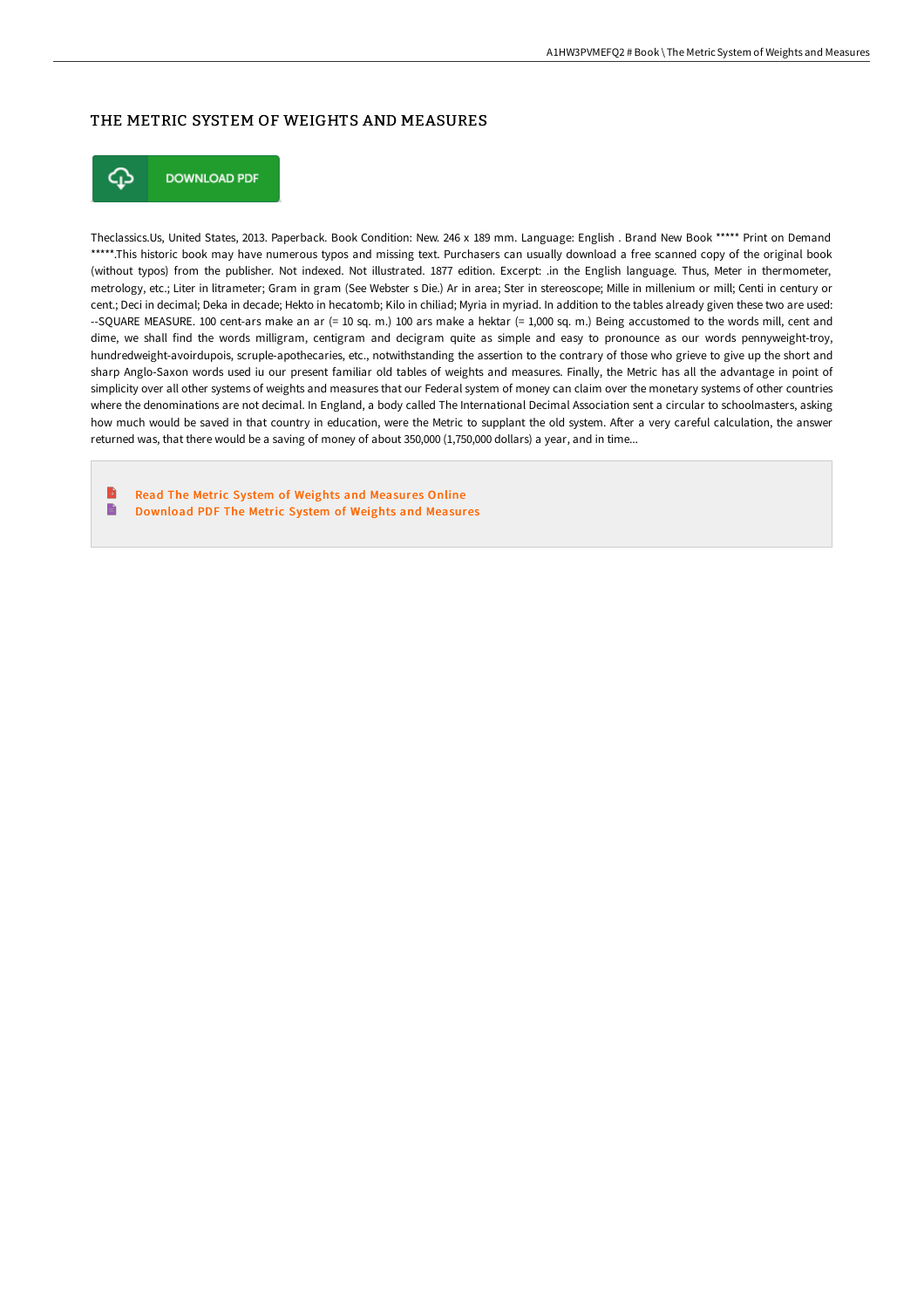# THE METRIC SYSTEM OF WEIGHTS AND MEASURES

DOWNLOAD PDF

Theclassics.Us, United States, 2013. Paperback. Book Condition: New. 246 x 189 mm. Language: English . Brand New Book ***** Print on Demand *****.This historic book may have numerous typos and missing text. Purchasers can usually download a free scanned copy of the original book (without typos) from the publisher. Not indexed. Not illustrated. 1877 edition. Excerpt: .in the English language. Thus, Meter in thermometer, metrology, etc.; Liter in litrameter; Gram in gram (See Webster s Die.) Ar in area; Ster in stereoscope; Mille in millenium or mill; Centi in century or cent.; Deci in decimal; Deka in decade; Hekto in hecatomb; Kilo in chiliad; Myria in myriad. In addition to the tables already given these two are used: --SQUARE MEASURE. 100 cent-ars make an ar (= 10 sq. m.) 100 ars make a hektar (= 1,000 sq. m.) Being accustomed to the words mill, cent and dime, we shall find the words milligram, centigram and decigram quite as simple and easy to pronounce as our words pennyweight-troy, hundredweight-avoirdupois, scruple-apothecaries, etc., notwithstanding the assertion to the contrary of those who grieve to give up the short and sharp Anglo-Saxon words used iu our present familiar old tables of weights and measures. Finally, the Metric has all the advantage in point of simplicity over all other systems of weights and measures that our Federal system of money can claim over the monetary systems of other countries where the denominations are not decimal. In England, a body called The International Decimal Association sent a circular to schoolmasters, asking how much would be saved in that country in education, were the Metric to supplant the old system. After a very careful calculation, the answer returned was, that there would be a saving of money of about 350,000 (1,750,000 dollars) a year, and in time...

- Read The Metric System of Weights and Measures Online
- Download PDF The Metric System of Weights and Measures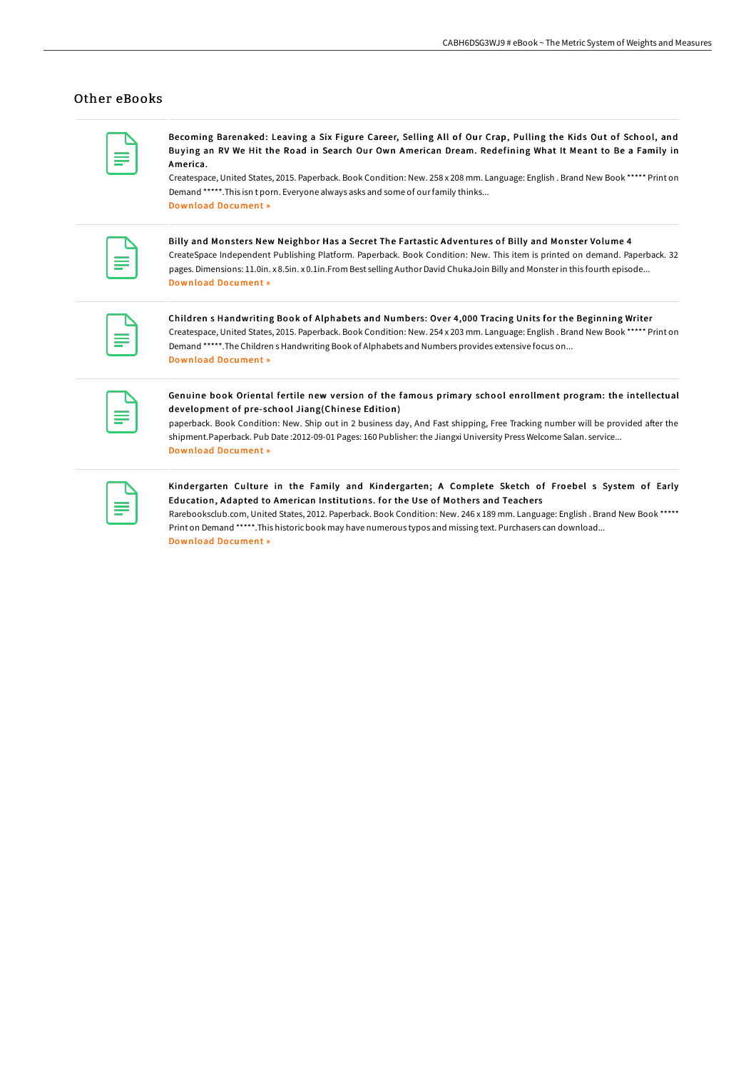## Other eBooks

**Becoming Barenaked: Leaving a Six Figure Career, Selling All of Our Crap, Pulling the Kids Out of School, and Buying an RV We Hit the Road in Search Our Own American Dream. Redefining What It Meant to Be a Family in America.**

Createspace, United States, 2015. Paperback. Book Condition: New. 258 x 208 mm. Language: English . Brand New Book ***** Print on Demand *****.This isn t porn. Everyone always asks and some of our family thinks...

Download Document »

**Billy and Monsters New Neighbor Has a Secret The Fartastic Adventures of Billy and Monster Volume 4**

CreateSpace Independent Publishing Platform. Paperback. Book Condition: New. This item is printed on demand. Paperback. 32 pages. Dimensions: 11.0in. x 8.5in. x 0.1in.From Best selling Author David ChukaJoin Billy and Monster in this fourth episode...

Download Document »

**Children s Handwriting Book of Alphabets and Numbers: Over 4,000 Tracing Units for the Beginning Writer**

Createspace, United States, 2015. Paperback. Book Condition: New. 254 x 203 mm. Language: English . Brand New Book ***** Print on Demand *****.The Children s Handwriting Book of Alphabets and Numbers provides extensive focus on...

Download Document »

**Genuine book Oriental fertile new version of the famous primary school enrollment program: the intellectual development of pre-school Jiang(Chinese Edition)**

paperback. Book Condition: New. Ship out in 2 business day, And Fast shipping, Free Tracking number will be provided after the shipment.Paperback. Pub Date :2012-09-01 Pages: 160 Publisher: the Jiangxi University Press Welcome Salan. service...

Download Document »

**Kindergarten Culture in the Family and Kindergarten; A Complete Sketch of Froebel s System of Early Education, Adapted to American Institutions. for the Use of Mothers and Teachers**

Rarebooksclub.com, United States, 2012. Paperback. Book Condition: New. 246 x 189 mm. Language: English . Brand New Book ***** Print on Demand *****.This historic book may have numerous typos and missing text. Purchasers can download...

Download Document »